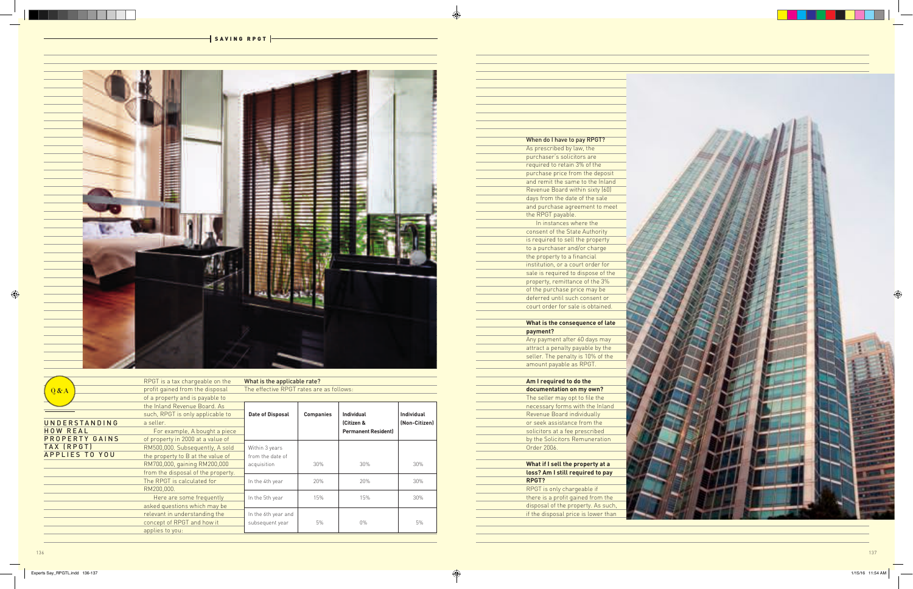Q & A

# UNDERSTANDING HOW REAL PROPERTY GAINS TAX (RPGT) APPLIES TO YOU

RPGT is a tax chargeable on the profit gained from the disposal of a property and is payable to the Inland Revenue Board. As such, RPGT is only applicable to a seller.

For example, A bought a piece of property in 2000 at a value of RM500,000. Subsequently, A sold the property to B at the value of RM700,000, gaining RM200,000 from the disposal of the property. The RPGT is calculated for RM200,000.

Here are some frequently asked questions which may be relevant in understanding the concept of RPGT and how it applies to you:

**What is the applicable rate?**

The effective RPGT rates are as follows:

| Date of Disposal | Companies | Individual (Citizen & Permanent Resident) | Individual (Non-Citizen) |
|---|---|---|---|
| Within 3 years from the date of acquisition | 30% | 30% | 30% |
| In the 4th year | 20% | 20% | 30% |
| In the 5th year | 15% | 15% | 30% |
| In the 6th year and subsequent year | 5% | 0% | 5% |

**When do I have to pay RPGT?**

As prescribed by law, the purchaser's solicitors are required to retain 3% of the purchase price from the deposit and remit the same to the Inland Revenue Board within sixty (60) days from the date of the sale and purchase agreement to meet the RPGT payable.

In instances where the consent of the State Authority is required to sell the property to a purchaser and/or charge the property to a financial institution, or a court order for sale is required to dispose of the property, remittance of the 3% of the purchase price may be deferred until such consent or court order for sale is obtained.

**What is the consequence of late payment?**

Any payment after 60 days may attract a penalty payable by the seller. The penalty is 10% of the amount payable as RPGT.

**Am I required to do the documentation on my own?**

The seller may opt to file the necessary forms with the Inland Revenue Board individually or seek assistance from the solicitors at a fee prescribed by the Solicitors Remuneration Order 2006.

**What if I sell the property at a loss? Am I still required to pay RPGT?**

RPGT is only chargeable if there is a profit gained from the disposal of the property. As such, if the disposal price is lower than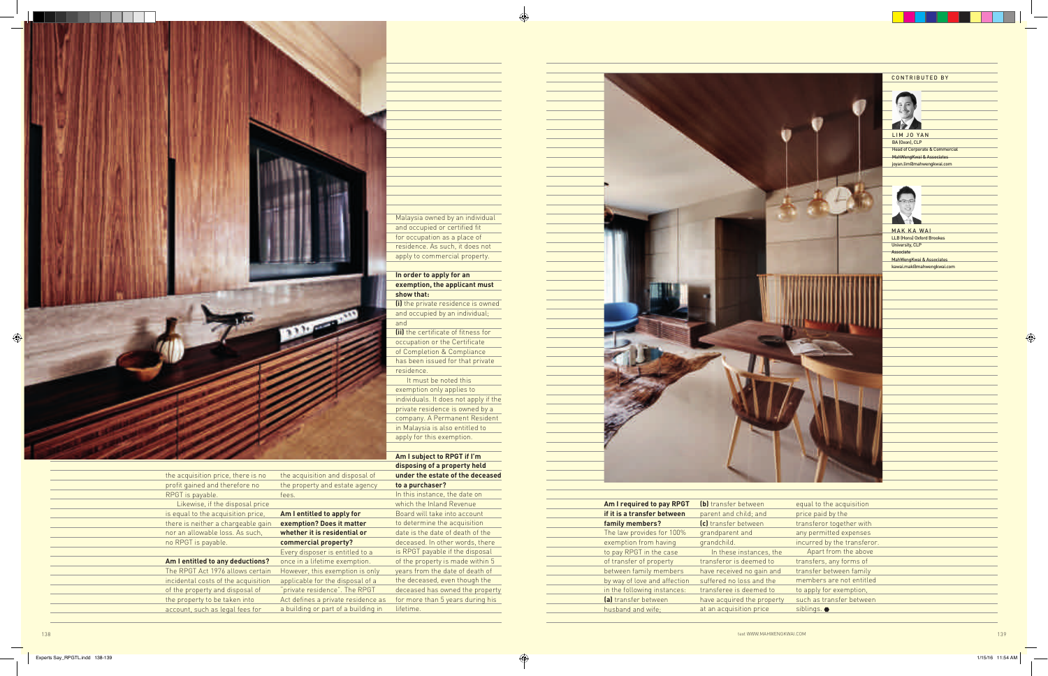the acquisition price, there is no profit gained and therefore no RPGT is payable.

Likewise, if the disposal price is equal to the acquisition price, there is neither a chargeable gain nor an allowable loss. As such, no RPGT is payable.

**Am I entitled to any deductions?**

The RPGT Act 1976 allows certain incidental costs of the acquisition of the property and disposal of the property to be taken into account, such as legal fees for the acquisition and disposal of the property and estate agency fees.

**Am I entitled to apply for exemption? Does it matter whether it is residential or commercial property?**

Every disposer is entitled to a once in a lifetime exemption. However, this exemption is only applicable for the disposal of a "private residence". The RPGT Act defines a private residence as a building or part of a building in Malaysia owned by an individual and occupied or certified fit for occupation as a place of residence. As such, it does not apply to commercial property.

**In order to apply for an exemption, the applicant must show that:**

**(i)** the private residence is owned and occupied by an individual; and

**(ii)** the certificate of fitness for occupation or the Certificate of Completion & Compliance has been issued for that private residence.

It must be noted this exemption only applies to individuals. It does not apply if the private residence is owned by a company. A Permanent Resident in Malaysia is also entitled to apply for this exemption.

**Am I subject to RPGT if I'm disposing of a property held under the estate of the deceased to a purchaser?**

In this instance, the date on which the Inland Revenue Board will take into account to determine the acquisition date is the date of death of the deceased. In other words, there is RPGT payable if the disposal of the property is made within 5 years from the date of death of the deceased, even though the deceased has owned the property for more than 5 years during his lifetime.

**Am I required to pay RPGT if it is a transfer between family members?**

The law provides for 100% exemption from having to pay RPGT in the case of transfer of property between family members by way of love and affection in the following instances:

**(a)** transfer between husband and wife;

**(b)** transfer between parent and child; and

**(c)** transfer between grandparent and grandchild.

In these instances, the transferor is deemed to have received no gain and suffered no loss and the transferee is deemed to have acquired the property at an acquisition price equal to the acquisition price paid by the transferor together with any permitted expenses incurred by the transferor.

Apart from the above transfers, any forms of transfer between family members are not entitled to apply for exemption, such as transfer between siblings. ●

CONTRIBUTED BY

LIM JO YAN
BA (Oxon), CLP
Head of Corporate & Commercial
MahWengKwai & Associates
joyan.lim@mahwengkwai.com

MAK KA WAI
LLB (Hons) Oxford Brookes University, CLP
Associate
MahWengKwai & Associates
kawai.mak@mahwengkwai.com

text WWW.MAHWENGKWAI.COM